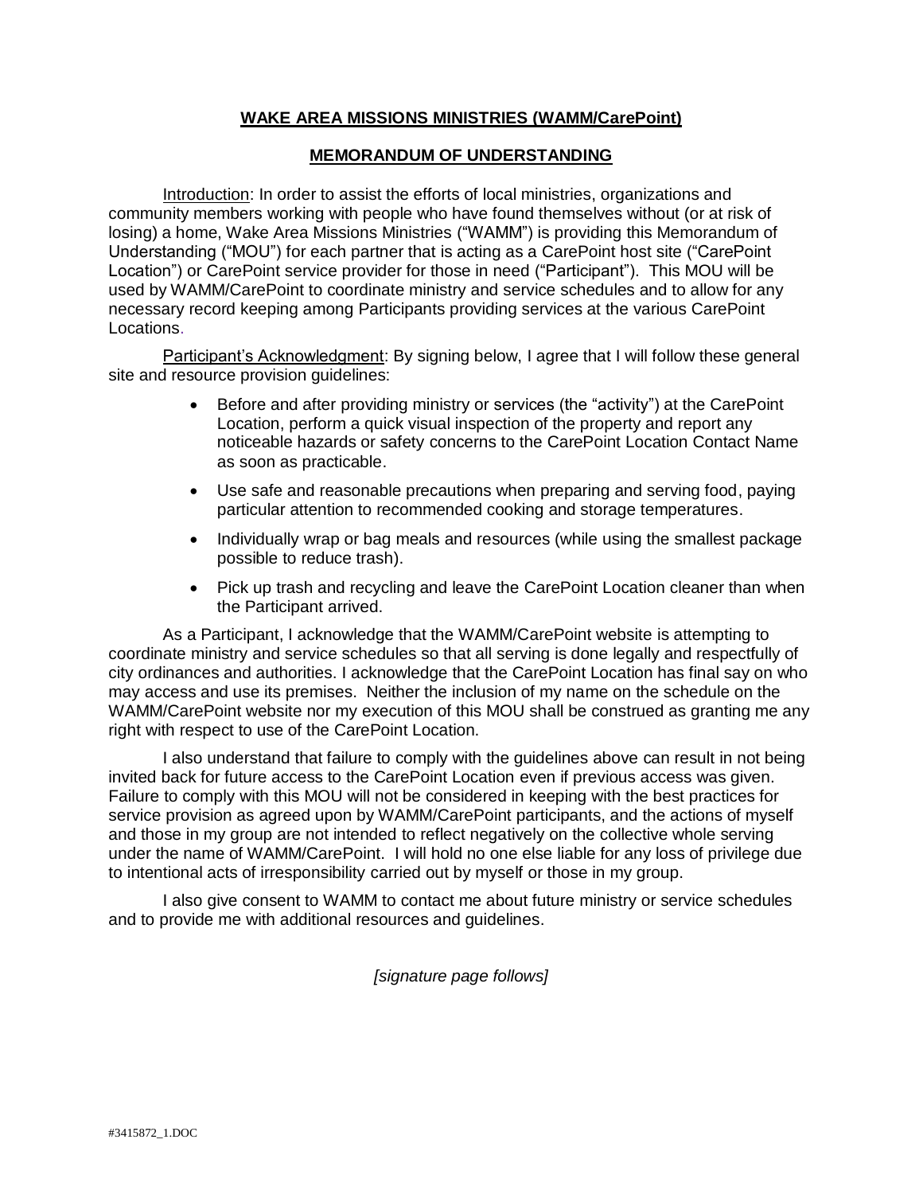## **WAKE AREA MISSIONS MINISTRIES (WAMM/CarePoint)**

## **MEMORANDUM OF UNDERSTANDING**

Introduction: In order to assist the efforts of local ministries, organizations and community members working with people who have found themselves without (or at risk of losing) a home, Wake Area Missions Ministries ("WAMM") is providing this Memorandum of Understanding ("MOU") for each partner that is acting as a CarePoint host site ("CarePoint Location") or CarePoint service provider for those in need ("Participant"). This MOU will be used by WAMM/CarePoint to coordinate ministry and service schedules and to allow for any necessary record keeping among Participants providing services at the various CarePoint Locations.

Participant's Acknowledgment: By signing below, I agree that I will follow these general site and resource provision guidelines:

- Before and after providing ministry or services (the "activity") at the CarePoint Location, perform a quick visual inspection of the property and report any noticeable hazards or safety concerns to the CarePoint Location Contact Name as soon as practicable.
- Use safe and reasonable precautions when preparing and serving food, paying particular attention to recommended cooking and storage temperatures.
- Individually wrap or bag meals and resources (while using the smallest package possible to reduce trash).
- Pick up trash and recycling and leave the CarePoint Location cleaner than when the Participant arrived.

As a Participant, I acknowledge that the WAMM/CarePoint website is attempting to coordinate ministry and service schedules so that all serving is done legally and respectfully of city ordinances and authorities. I acknowledge that the CarePoint Location has final say on who may access and use its premises. Neither the inclusion of my name on the schedule on the WAMM/CarePoint website nor my execution of this MOU shall be construed as granting me any right with respect to use of the CarePoint Location.

I also understand that failure to comply with the guidelines above can result in not being invited back for future access to the CarePoint Location even if previous access was given. Failure to comply with this MOU will not be considered in keeping with the best practices for service provision as agreed upon by WAMM/CarePoint participants, and the actions of myself and those in my group are not intended to reflect negatively on the collective whole serving under the name of WAMM/CarePoint. I will hold no one else liable for any loss of privilege due to intentional acts of irresponsibility carried out by myself or those in my group.

I also give consent to WAMM to contact me about future ministry or service schedules and to provide me with additional resources and guidelines.

*[signature page follows]*

#3415872_1.DOC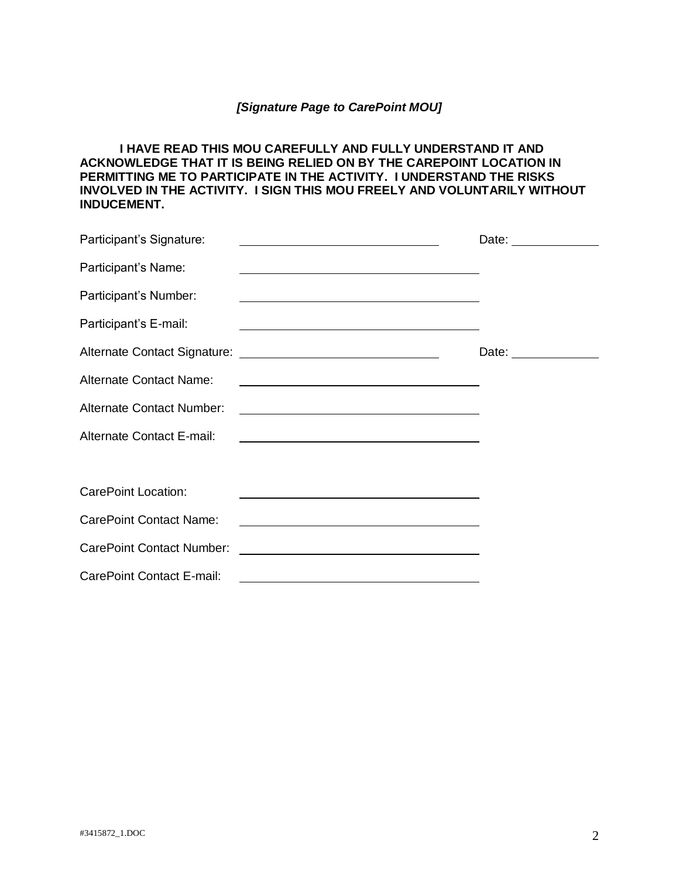*[Signature Page to CarePoint MOU]*

**I HAVE READ THIS MOU CAREFULLY AND FULLY UNDERSTAND IT AND ACKNOWLEDGE THAT IT IS BEING RELIED ON BY THE CAREPOINT LOCATION IN PERMITTING ME TO PARTICIPATE IN THE ACTIVITY. I UNDERSTAND THE RISKS INVOLVED IN THE ACTIVITY. I SIGN THIS MOU FREELY AND VOLUNTARILY WITHOUT INDUCEMENT.**

Participant's Signature: ______________________________ Date: ____________

Participant's Name: ______________________________

Participant's Number: ______________________________

Participant's E-mail: ______________________________

Alternate Contact Signature: ______________________________ Date: ____________

Alternate Contact Name: ______________________________

Alternate Contact Number: ______________________________

Alternate Contact E-mail: ______________________________

CarePoint Location: ______________________________

CarePoint Contact Name: ______________________________

CarePoint Contact Number: ______________________________

CarePoint Contact E-mail: ______________________________

#3415872_1.DOC